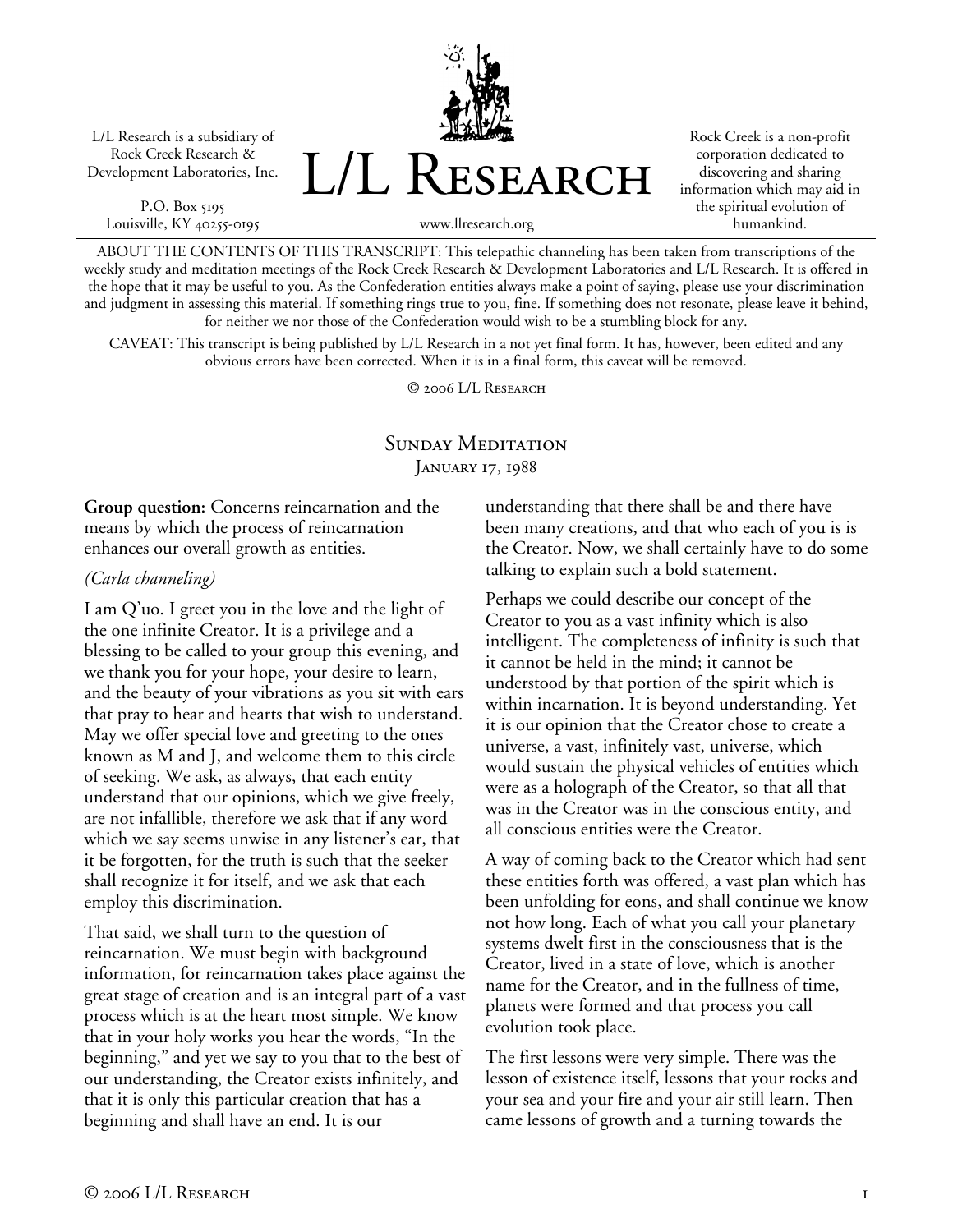L/L Research is a subsidiary of Rock Creek Research & Development Laboratories, Inc.

P.O. Box 5195
Louisville, KY 40255-0195

# L/L Research

www.llresearch.org

Rock Creek is a non-profit corporation dedicated to discovering and sharing information which may aid in the spiritual evolution of humankind.

ABOUT THE CONTENTS OF THIS TRANSCRIPT: This telepathic channeling has been taken from transcriptions of the weekly study and meditation meetings of the Rock Creek Research & Development Laboratories and L/L Research. It is offered in the hope that it may be useful to you. As the Confederation entities always make a point of saying, please use your discrimination and judgment in assessing this material. If something rings true to you, fine. If something does not resonate, please leave it behind, for neither we nor those of the Confederation would wish to be a stumbling block for any.

CAVEAT: This transcript is being published by L/L Research in a not yet final form. It has, however, been edited and any obvious errors have been corrected. When it is in a final form, this caveat will be removed.

© 2006 L/L Research

## Sunday Meditation
### January 17, 1988

**Group question:** Concerns reincarnation and the means by which the process of reincarnation enhances our overall growth as entities.

*(Carla channeling)*

I am Q'uo. I greet you in the love and the light of the one infinite Creator. It is a privilege and a blessing to be called to your group this evening, and we thank you for your hope, your desire to learn, and the beauty of your vibrations as you sit with ears that pray to hear and hearts that wish to understand. May we offer special love and greeting to the ones known as M and J, and welcome them to this circle of seeking. We ask, as always, that each entity understand that our opinions, which we give freely, are not infallible, therefore we ask that if any word which we say seems unwise in any listener's ear, that it be forgotten, for the truth is such that the seeker shall recognize it for itself, and we ask that each employ this discrimination.

That said, we shall turn to the question of reincarnation. We must begin with background information, for reincarnation takes place against the great stage of creation and is an integral part of a vast process which is at the heart most simple. We know that in your holy works you hear the words, "In the beginning," and yet we say to you that to the best of our understanding, the Creator exists infinitely, and that it is only this particular creation that has a beginning and shall have an end. It is our understanding that there shall be and there have been many creations, and that who each of you is is the Creator. Now, we shall certainly have to do some talking to explain such a bold statement.

Perhaps we could describe our concept of the Creator to you as a vast infinity which is also intelligent. The completeness of infinity is such that it cannot be held in the mind; it cannot be understood by that portion of the spirit which is within incarnation. It is beyond understanding. Yet it is our opinion that the Creator chose to create a universe, a vast, infinitely vast, universe, which would sustain the physical vehicles of entities which were as a holograph of the Creator, so that all that was in the Creator was in the conscious entity, and all conscious entities were the Creator.

A way of coming back to the Creator which had sent these entities forth was offered, a vast plan which has been unfolding for eons, and shall continue we know not how long. Each of what you call your planetary systems dwelt first in the consciousness that is the Creator, lived in a state of love, which is another name for the Creator, and in the fullness of time, planets were formed and that process you call evolution took place.

The first lessons were very simple. There was the lesson of existence itself, lessons that your rocks and your sea and your fire and your air still learn. Then came lessons of growth and a turning towards the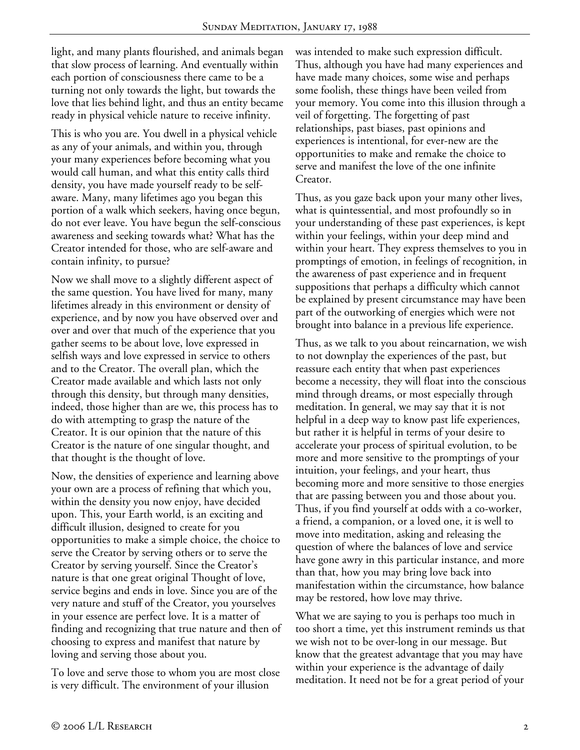light, and many plants flourished, and animals began that slow process of learning. And eventually within each portion of consciousness there came to be a turning not only towards the light, but towards the love that lies behind light, and thus an entity became ready in physical vehicle nature to receive infinity.

This is who you are. You dwell in a physical vehicle as any of your animals, and within you, through your many experiences before becoming what you would call human, and what this entity calls third density, you have made yourself ready to be self-aware. Many, many lifetimes ago you began this portion of a walk which seekers, having once begun, do not ever leave. You have begun the self-conscious awareness and seeking towards what? What has the Creator intended for those, who are self-aware and contain infinity, to pursue?

Now we shall move to a slightly different aspect of the same question. You have lived for many, many lifetimes already in this environment or density of experience, and by now you have observed over and over and over that much of the experience that you gather seems to be about love, love expressed in selfish ways and love expressed in service to others and to the Creator. The overall plan, which the Creator made available and which lasts not only through this density, but through many densities, indeed, those higher than are we, this process has to do with attempting to grasp the nature of the Creator. It is our opinion that the nature of this Creator is the nature of one singular thought, and that thought is the thought of love.

Now, the densities of experience and learning above your own are a process of refining that which you, within the density you now enjoy, have decided upon. This, your Earth world, is an exciting and difficult illusion, designed to create for you opportunities to make a simple choice, the choice to serve the Creator by serving others or to serve the Creator by serving yourself. Since the Creator's nature is that one great original Thought of love, service begins and ends in love. Since you are of the very nature and stuff of the Creator, you yourselves in your essence are perfect love. It is a matter of finding and recognizing that true nature and then of choosing to express and manifest that nature by loving and serving those about you.

To love and serve those to whom you are most close is very difficult. The environment of your illusion was intended to make such expression difficult. Thus, although you have had many experiences and have made many choices, some wise and perhaps some foolish, these things have been veiled from your memory. You come into this illusion through a veil of forgetting. The forgetting of past relationships, past biases, past opinions and experiences is intentional, for ever-new are the opportunities to make and remake the choice to serve and manifest the love of the one infinite Creator.

Thus, as you gaze back upon your many other lives, what is quintessential, and most profoundly so in your understanding of these past experiences, is kept within your feelings, within your deep mind and within your heart. They express themselves to you in promptings of emotion, in feelings of recognition, in the awareness of past experience and in frequent suppositions that perhaps a difficulty which cannot be explained by present circumstance may have been part of the outworking of energies which were not brought into balance in a previous life experience.

Thus, as we talk to you about reincarnation, we wish to not downplay the experiences of the past, but reassure each entity that when past experiences become a necessity, they will float into the conscious mind through dreams, or most especially through meditation. In general, we may say that it is not helpful in a deep way to know past life experiences, but rather it is helpful in terms of your desire to accelerate your process of spiritual evolution, to be more and more sensitive to the promptings of your intuition, your feelings, and your heart, thus becoming more and more sensitive to those energies that are passing between you and those about you. Thus, if you find yourself at odds with a co-worker, a friend, a companion, or a loved one, it is well to move into meditation, asking and releasing the question of where the balances of love and service have gone awry in this particular instance, and more than that, how you may bring love back into manifestation within the circumstance, how balance may be restored, how love may thrive.

What we are saying to you is perhaps too much in too short a time, yet this instrument reminds us that we wish not to be over-long in our message. But know that the greatest advantage that you may have within your experience is the advantage of daily meditation. It need not be for a great period of your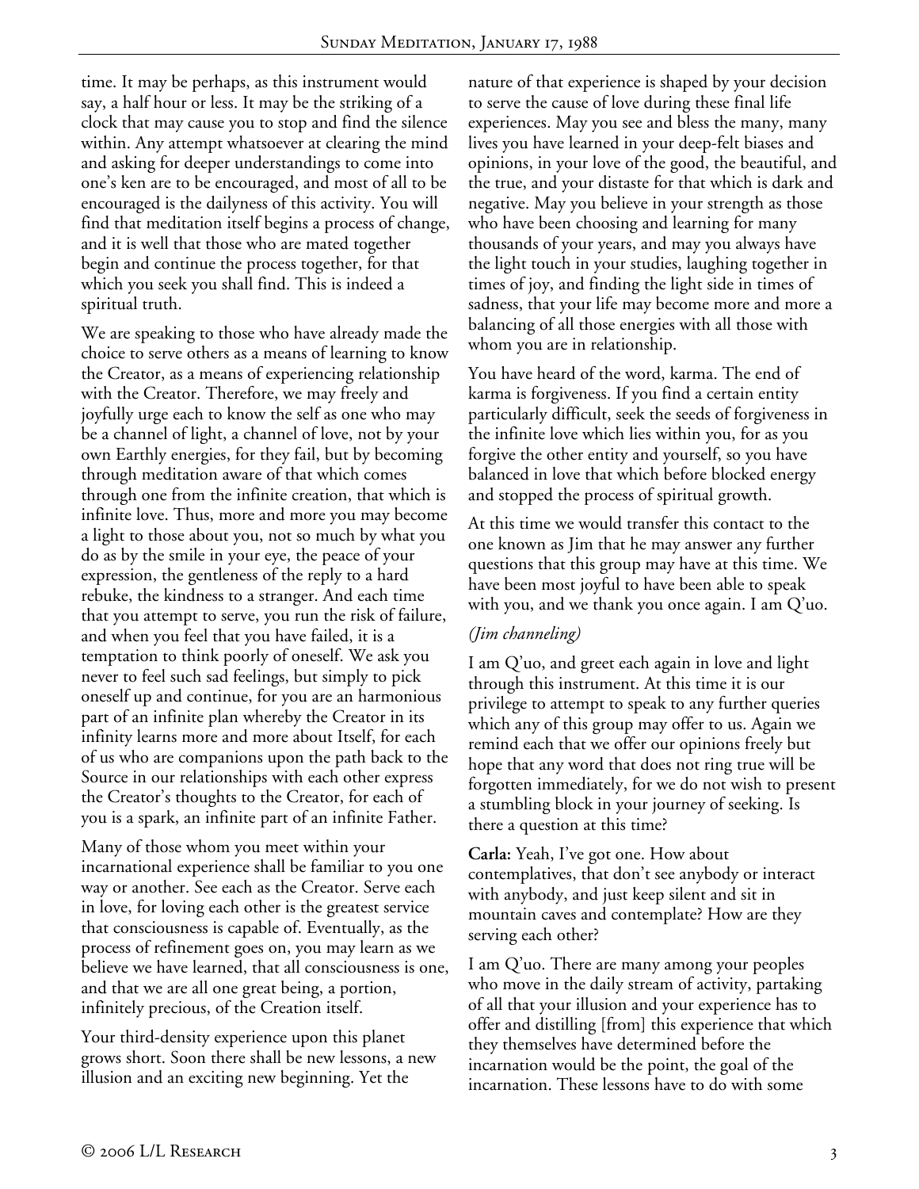time. It may be perhaps, as this instrument would say, a half hour or less. It may be the striking of a clock that may cause you to stop and find the silence within. Any attempt whatsoever at clearing the mind and asking for deeper understandings to come into one's ken are to be encouraged, and most of all to be encouraged is the dailyness of this activity. You will find that meditation itself begins a process of change, and it is well that those who are mated together begin and continue the process together, for that which you seek you shall find. This is indeed a spiritual truth.

We are speaking to those who have already made the choice to serve others as a means of learning to know the Creator, as a means of experiencing relationship with the Creator. Therefore, we may freely and joyfully urge each to know the self as one who may be a channel of light, a channel of love, not by your own Earthly energies, for they fail, but by becoming through meditation aware of that which comes through one from the infinite creation, that which is infinite love. Thus, more and more you may become a light to those about you, not so much by what you do as by the smile in your eye, the peace of your expression, the gentleness of the reply to a hard rebuke, the kindness to a stranger. And each time that you attempt to serve, you run the risk of failure, and when you feel that you have failed, it is a temptation to think poorly of oneself. We ask you never to feel such sad feelings, but simply to pick oneself up and continue, for you are an harmonious part of an infinite plan whereby the Creator in its infinity learns more and more about Itself, for each of us who are companions upon the path back to the Source in our relationships with each other express the Creator's thoughts to the Creator, for each of you is a spark, an infinite part of an infinite Father.

Many of those whom you meet within your incarnational experience shall be familiar to you one way or another. See each as the Creator. Serve each in love, for loving each other is the greatest service that consciousness is capable of. Eventually, as the process of refinement goes on, you may learn as we believe we have learned, that all consciousness is one, and that we are all one great being, a portion, infinitely precious, of the Creation itself.

Your third-density experience upon this planet grows short. Soon there shall be new lessons, a new illusion and an exciting new beginning. Yet the nature of that experience is shaped by your decision to serve the cause of love during these final life experiences. May you see and bless the many, many lives you have learned in your deep-felt biases and opinions, in your love of the good, the beautiful, and the true, and your distaste for that which is dark and negative. May you believe in your strength as those who have been choosing and learning for many thousands of your years, and may you always have the light touch in your studies, laughing together in times of joy, and finding the light side in times of sadness, that your life may become more and more a balancing of all those energies with all those with whom you are in relationship.

You have heard of the word, karma. The end of karma is forgiveness. If you find a certain entity particularly difficult, seek the seeds of forgiveness in the infinite love which lies within you, for as you forgive the other entity and yourself, so you have balanced in love that which before blocked energy and stopped the process of spiritual growth.

At this time we would transfer this contact to the one known as Jim that he may answer any further questions that this group may have at this time. We have been most joyful to have been able to speak with you, and we thank you once again. I am Q'uo.

*(Jim channeling)*

I am Q'uo, and greet each again in love and light through this instrument. At this time it is our privilege to attempt to speak to any further queries which any of this group may offer to us. Again we remind each that we offer our opinions freely but hope that any word that does not ring true will be forgotten immediately, for we do not wish to present a stumbling block in your journey of seeking. Is there a question at this time?

**Carla:** Yeah, I've got one. How about contemplatives, that don't see anybody or interact with anybody, and just keep silent and sit in mountain caves and contemplate? How are they serving each other?

I am Q'uo. There are many among your peoples who move in the daily stream of activity, partaking of all that your illusion and your experience has to offer and distilling [from] this experience that which they themselves have determined before the incarnation would be the point, the goal of the incarnation. These lessons have to do with some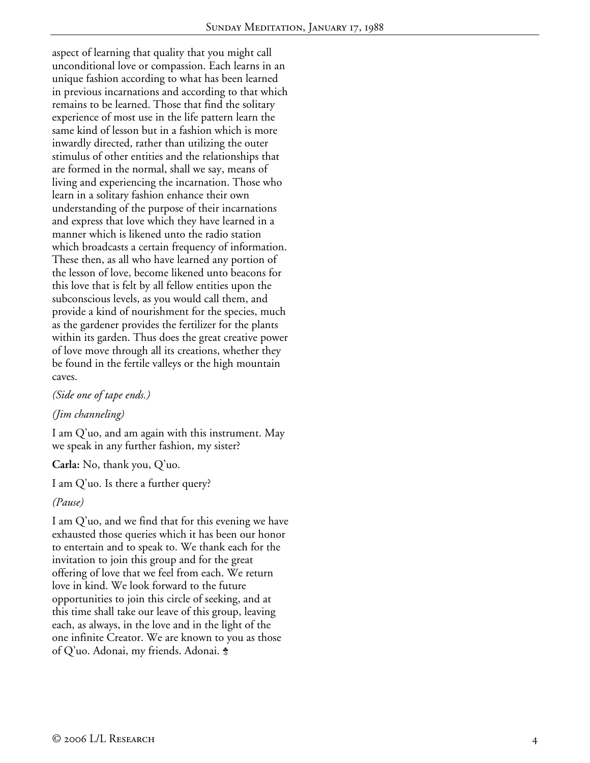aspect of learning that quality that you might call unconditional love or compassion. Each learns in an unique fashion according to what has been learned in previous incarnations and according to that which remains to be learned. Those that find the solitary experience of most use in the life pattern learn the same kind of lesson but in a fashion which is more inwardly directed, rather than utilizing the outer stimulus of other entities and the relationships that are formed in the normal, shall we say, means of living and experiencing the incarnation. Those who learn in a solitary fashion enhance their own understanding of the purpose of their incarnations and express that love which they have learned in a manner which is likened unto the radio station which broadcasts a certain frequency of information. These then, as all who have learned any portion of the lesson of love, become likened unto beacons for this love that is felt by all fellow entities upon the subconscious levels, as you would call them, and provide a kind of nourishment for the species, much as the gardener provides the fertilizer for the plants within its garden. Thus does the great creative power of love move through all its creations, whether they be found in the fertile valleys or the high mountain caves.

*(Side one of tape ends.)*

*(Jim channeling)*

I am Q'uo, and am again with this instrument. May we speak in any further fashion, my sister?

**Carla:** No, thank you, Q'uo.

I am Q'uo. Is there a further query?

*(Pause)*

I am Q'uo, and we find that for this evening we have exhausted those queries which it has been our honor to entertain and to speak to. We thank each for the invitation to join this group and for the great offering of love that we feel from each. We return love in kind. We look forward to the future opportunities to join this circle of seeking, and at this time shall take our leave of this group, leaving each, as always, in the love and in the light of the one infinite Creator. We are known to you as those of Q'uo. Adonai, my friends. Adonai.